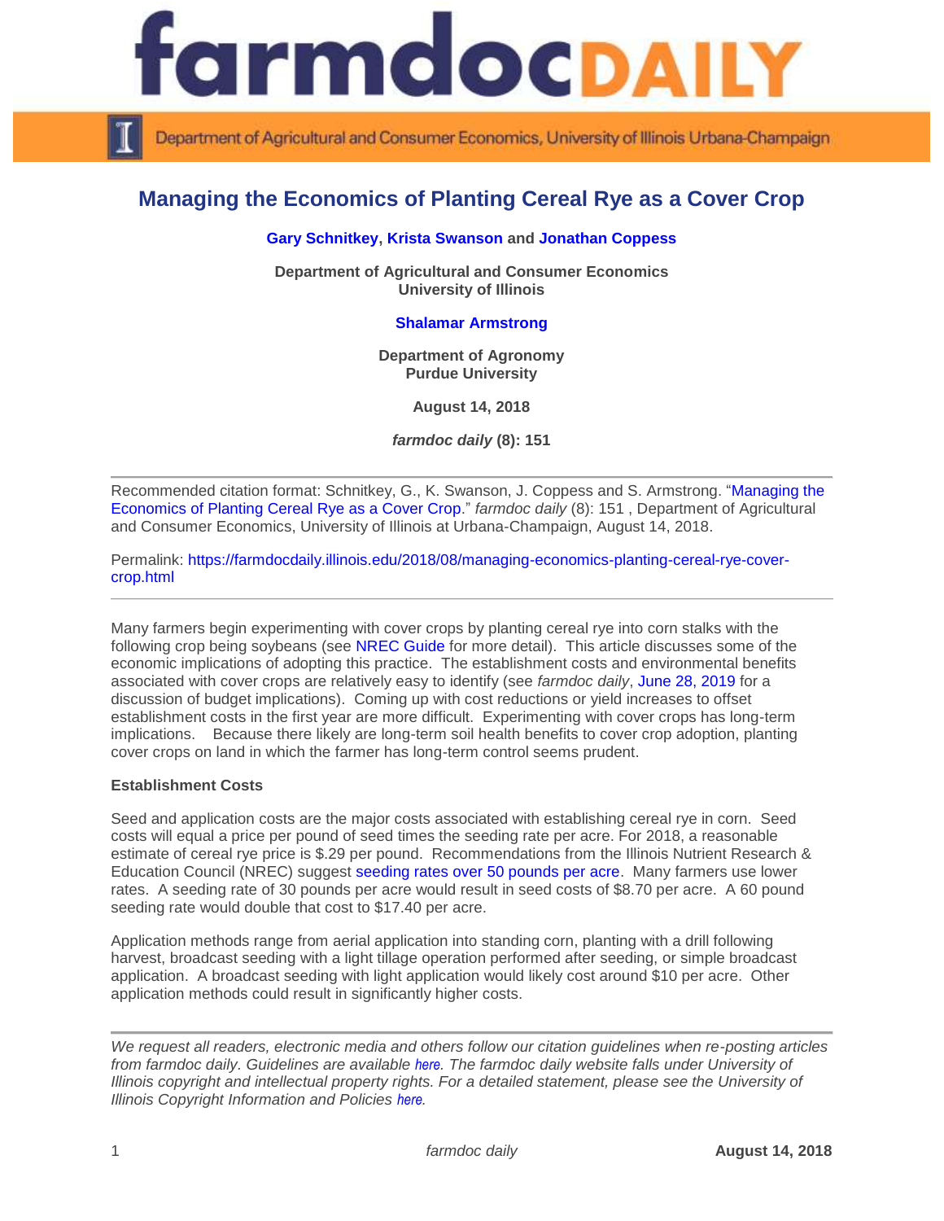# Managing the Economics of Planting Cereal Rye as a Cover Crop

**Gary Schnitkey, Krista Swanson and Jonathan Coppess**

**Department of Agricultural and Consumer Economics**
**University of Illinois**

**Shalamar Armstrong**

**Department of Agronomy**
**Purdue University**

**August 14, 2018**

***farmdoc daily* (8): 151**

---

Recommended citation format: Schnitkey, G., K. Swanson, J. Coppess and S. Armstrong. "Managing the Economics of Planting Cereal Rye as a Cover Crop." *farmdoc daily* (8): 151 , Department of Agricultural and Consumer Economics, University of Illinois at Urbana-Champaign, August 14, 2018.

Permalink: https://farmdocdaily.illinois.edu/2018/08/managing-economics-planting-cereal-rye-cover-crop.html

---

Many farmers begin experimenting with cover crops by planting cereal rye into corn stalks with the following crop being soybeans (see NREC Guide for more detail). This article discusses some of the economic implications of adopting this practice. The establishment costs and environmental benefits associated with cover crops are relatively easy to identify (see *farmdoc daily*, June 28, 2019 for a discussion of budget implications). Coming up with cost reductions or yield increases to offset establishment costs in the first year are more difficult. Experimenting with cover crops has long-term implications. Because there likely are long-term soil health benefits to cover crop adoption, planting cover crops on land in which the farmer has long-term control seems prudent.

**Establishment Costs**

Seed and application costs are the major costs associated with establishing cereal rye in corn. Seed costs will equal a price per pound of seed times the seeding rate per acre. For 2018, a reasonable estimate of cereal rye price is $.29 per pound. Recommendations from the Illinois Nutrient Research & Education Council (NREC) suggest seeding rates over 50 pounds per acre. Many farmers use lower rates. A seeding rate of 30 pounds per acre would result in seed costs of $8.70 per acre. A 60 pound seeding rate would double that cost to $17.40 per acre.

Application methods range from aerial application into standing corn, planting with a drill following harvest, broadcast seeding with a light tillage operation performed after seeding, or simple broadcast application. A broadcast seeding with light application would likely cost around $10 per acre. Other application methods could result in significantly higher costs.

---

*We request all readers, electronic media and others follow our citation guidelines when re-posting articles from farmdoc daily. Guidelines are available here. The farmdoc daily website falls under University of Illinois copyright and intellectual property rights. For a detailed statement, please see the University of Illinois Copyright Information and Policies here.*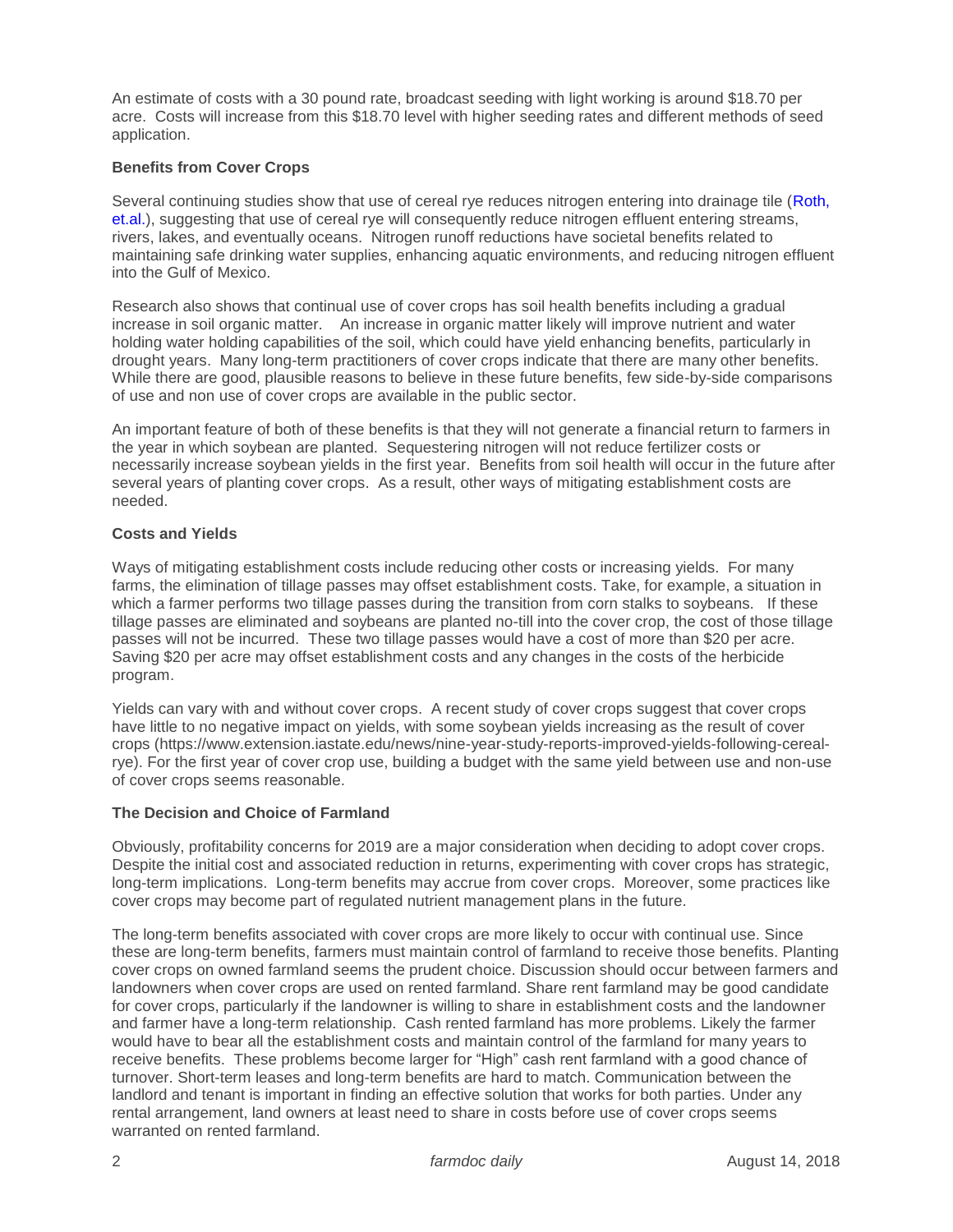An estimate of costs with a 30 pound rate, broadcast seeding with light working is around $18.70 per acre. Costs will increase from this $18.70 level with higher seeding rates and different methods of seed application.

**Benefits from Cover Crops**

Several continuing studies show that use of cereal rye reduces nitrogen entering into drainage tile (Roth, et.al.), suggesting that use of cereal rye will consequently reduce nitrogen effluent entering streams, rivers, lakes, and eventually oceans. Nitrogen runoff reductions have societal benefits related to maintaining safe drinking water supplies, enhancing aquatic environments, and reducing nitrogen effluent into the Gulf of Mexico.

Research also shows that continual use of cover crops has soil health benefits including a gradual increase in soil organic matter. An increase in organic matter likely will improve nutrient and water holding water holding capabilities of the soil, which could have yield enhancing benefits, particularly in drought years. Many long-term practitioners of cover crops indicate that there are many other benefits. While there are good, plausible reasons to believe in these future benefits, few side-by-side comparisons of use and non use of cover crops are available in the public sector.

An important feature of both of these benefits is that they will not generate a financial return to farmers in the year in which soybean are planted. Sequestering nitrogen will not reduce fertilizer costs or necessarily increase soybean yields in the first year. Benefits from soil health will occur in the future after several years of planting cover crops. As a result, other ways of mitigating establishment costs are needed.

**Costs and Yields**

Ways of mitigating establishment costs include reducing other costs or increasing yields. For many farms, the elimination of tillage passes may offset establishment costs. Take, for example, a situation in which a farmer performs two tillage passes during the transition from corn stalks to soybeans. If these tillage passes are eliminated and soybeans are planted no-till into the cover crop, the cost of those tillage passes will not be incurred. These two tillage passes would have a cost of more than $20 per acre. Saving $20 per acre may offset establishment costs and any changes in the costs of the herbicide program.

Yields can vary with and without cover crops. A recent study of cover crops suggest that cover crops have little to no negative impact on yields, with some soybean yields increasing as the result of cover crops (https://www.extension.iastate.edu/news/nine-year-study-reports-improved-yields-following-cereal-rye). For the first year of cover crop use, building a budget with the same yield between use and non-use of cover crops seems reasonable.

**The Decision and Choice of Farmland**

Obviously, profitability concerns for 2019 are a major consideration when deciding to adopt cover crops. Despite the initial cost and associated reduction in returns, experimenting with cover crops has strategic, long-term implications. Long-term benefits may accrue from cover crops. Moreover, some practices like cover crops may become part of regulated nutrient management plans in the future.

The long-term benefits associated with cover crops are more likely to occur with continual use. Since these are long-term benefits, farmers must maintain control of farmland to receive those benefits. Planting cover crops on owned farmland seems the prudent choice. Discussion should occur between farmers and landowners when cover crops are used on rented farmland. Share rent farmland may be good candidate for cover crops, particularly if the landowner is willing to share in establishment costs and the landowner and farmer have a long-term relationship. Cash rented farmland has more problems. Likely the farmer would have to bear all the establishment costs and maintain control of the farmland for many years to receive benefits. These problems become larger for "High" cash rent farmland with a good chance of turnover. Short-term leases and long-term benefits are hard to match. Communication between the landlord and tenant is important in finding an effective solution that works for both parties. Under any rental arrangement, land owners at least need to share in costs before use of cover crops seems warranted on rented farmland.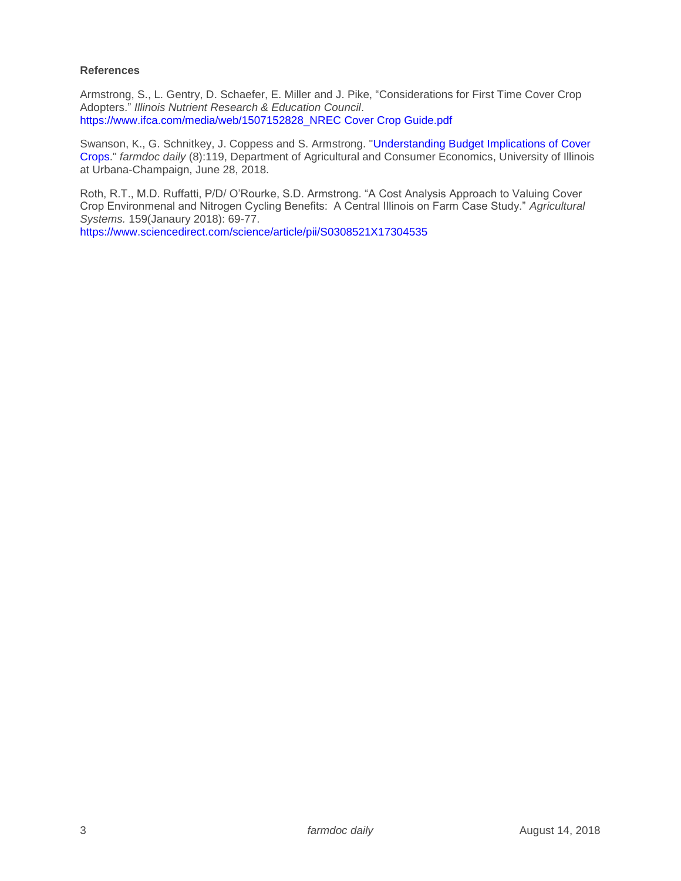**References**

Armstrong, S., L. Gentry, D. Schaefer, E. Miller and J. Pike, “Considerations for First Time Cover Crop Adopters.” *Illinois Nutrient Research & Education Council*. https://www.ifca.com/media/web/1507152828_NREC Cover Crop Guide.pdf

Swanson, K., G. Schnitkey, J. Coppess and S. Armstrong. "Understanding Budget Implications of Cover Crops." *farmdoc daily* (8):119, Department of Agricultural and Consumer Economics, University of Illinois at Urbana-Champaign, June 28, 2018.

Roth, R.T., M.D. Ruffatti, P/D/ O’Rourke, S.D. Armstrong. “A Cost Analysis Approach to Valuing Cover Crop Environmenal and Nitrogen Cycling Benefits: A Central Illinois on Farm Case Study.” *Agricultural Systems.* 159(Janaury 2018): 69-77. https://www.sciencedirect.com/science/article/pii/S0308521X17304535